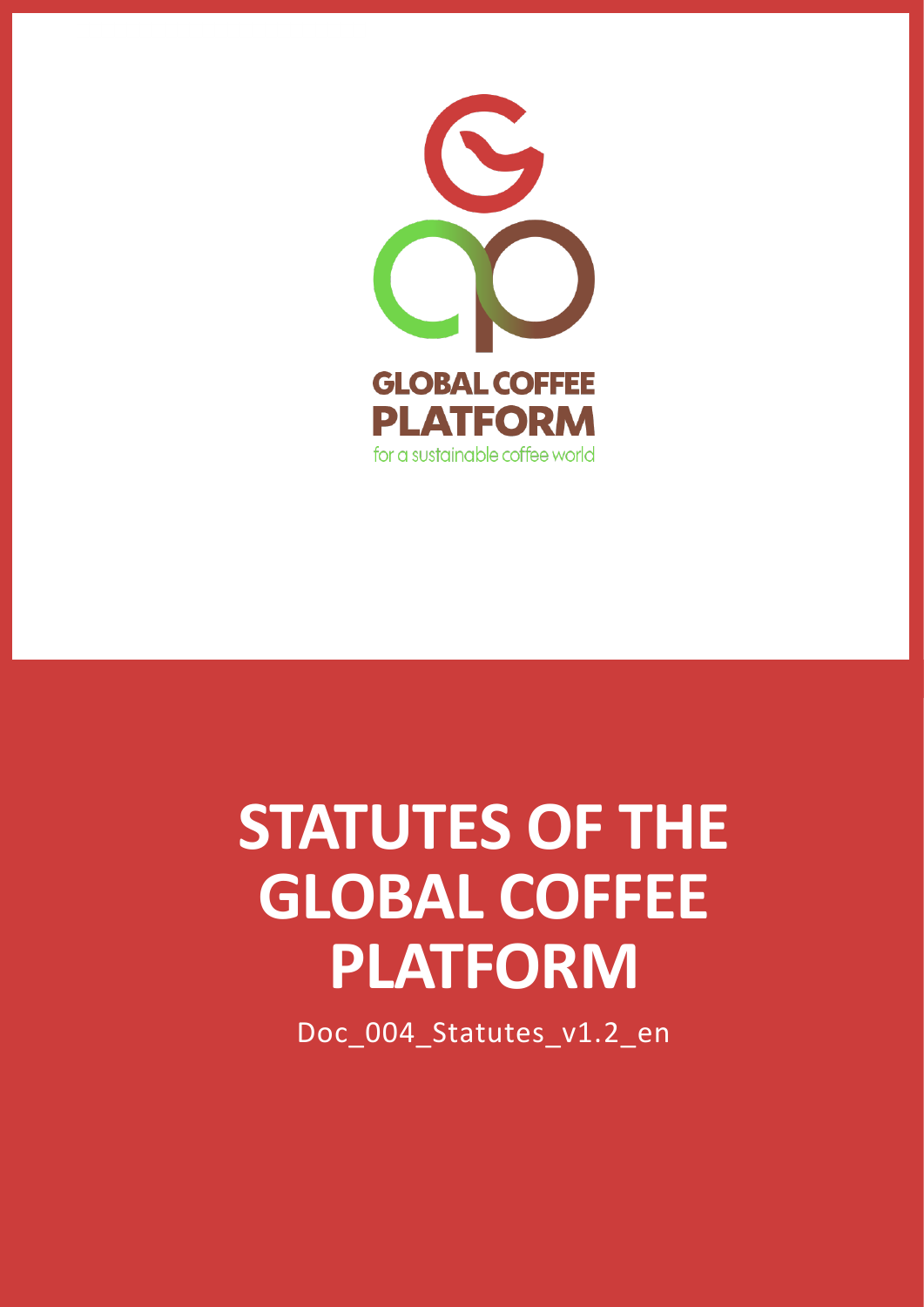GLOBAL COFFEE PLATFORM

for a sustainable coffee world

# STATUTES OF THE GLOBAL COFFEE PLATFORM

Doc_004_Statutes_v1.2_en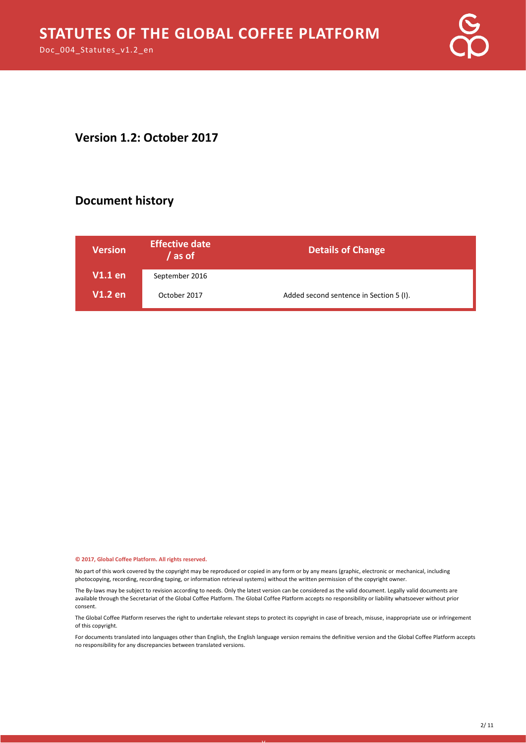## Version 1.2: October 2017

## Document history

| Version | Effective date / as of | Details of Change |
|---|---|---|
| V1.1 en | September 2016 | |
| V1.2 en | October 2017 | Added second sentence in Section 5 (I). |

**© 2017, Global Coffee Platform. All rights reserved.**

No part of this work covered by the copyright may be reproduced or copied in any form or by any means (graphic, electronic or mechanical, including photocopying, recording, recording taping, or information retrieval systems) without the written permission of the copyright owner.

The By-laws may be subject to revision according to needs. Only the latest version can be considered as the valid document. Legally valid documents are available through the Secretariat of the Global Coffee Platform. The Global Coffee Platform accepts no responsibility or liability whatsoever without prior consent.

The Global Coffee Platform reserves the right to undertake relevant steps to protect its copyright in case of breach, misuse, inappropriate use or infringement of this copyright.

For documents translated into languages other than English, the English language version remains the definitive version and the Global Coffee Platform accepts no responsibility for any discrepancies between translated versions.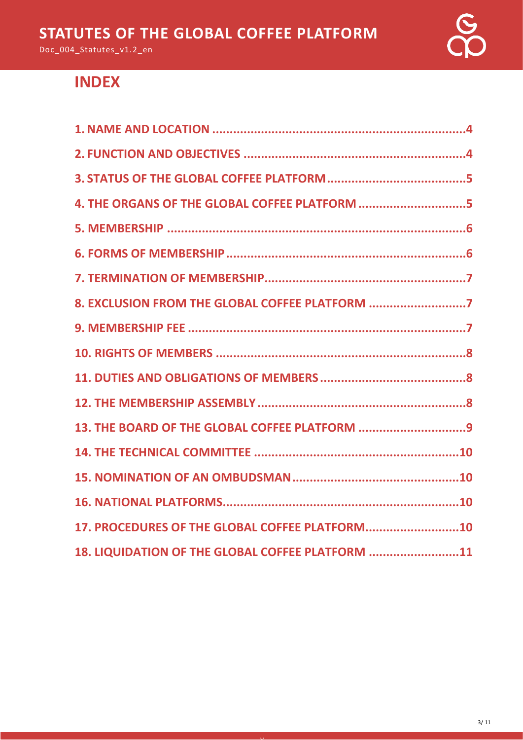## INDEX

1. NAME AND LOCATION ........................................................................4
2. FUNCTION AND OBJECTIVES ................................................................4
3. STATUS OF THE GLOBAL COFFEE PLATFORM........................................5
4. THE ORGANS OF THE GLOBAL COFFEE PLATFORM ...............................5
5. MEMBERSHIP ......................................................................................6
6. FORMS OF MEMBERSHIP.....................................................................6
7. TERMINATION OF MEMBERSHIP..........................................................7
8. EXCLUSION FROM THE GLOBAL COFFEE PLATFORM ............................7
9. MEMBERSHIP FEE ................................................................................7
10. RIGHTS OF MEMBERS ........................................................................8
11. DUTIES AND OBLIGATIONS OF MEMBERS...........................................8
12. THE MEMBERSHIP ASSEMBLY.............................................................8
13. THE BOARD OF THE GLOBAL COFFEE PLATFORM ...............................9
14. THE TECHNICAL COMMITTEE ...........................................................10
15. NOMINATION OF AN OMBUDSMAN................................................10
16. NATIONAL PLATFORMS....................................................................10
17. PROCEDURES OF THE GLOBAL COFFEE PLATFORM...........................10
18. LIQUIDATION OF THE GLOBAL COFFEE PLATFORM ..........................11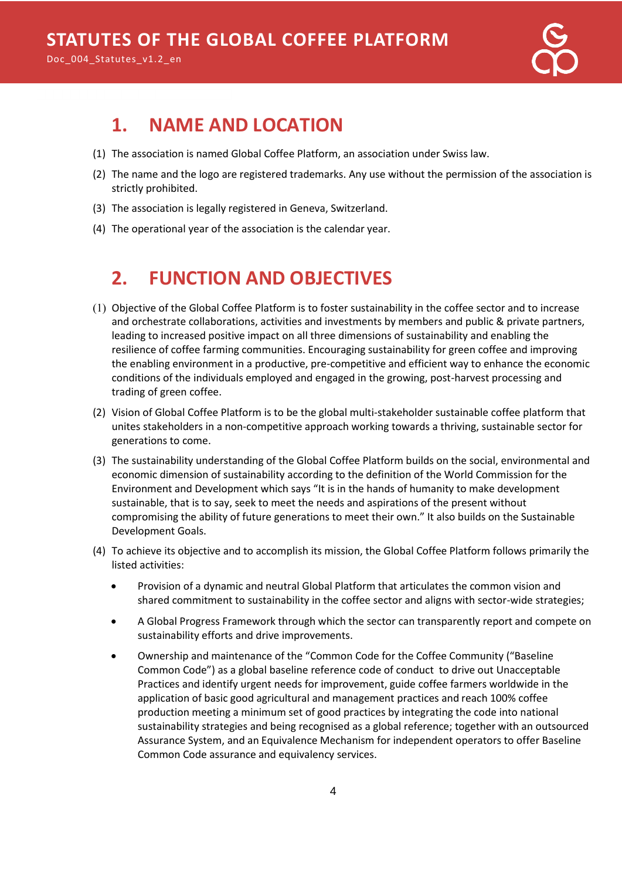## 1. NAME AND LOCATION

(1) The association is named Global Coffee Platform, an association under Swiss law.

(2) The name and the logo are registered trademarks. Any use without the permission of the association is strictly prohibited.

(3) The association is legally registered in Geneva, Switzerland.

(4) The operational year of the association is the calendar year.

## 2. FUNCTION AND OBJECTIVES

(1) Objective of the Global Coffee Platform is to foster sustainability in the coffee sector and to increase and orchestrate collaborations, activities and investments by members and public & private partners, leading to increased positive impact on all three dimensions of sustainability and enabling the resilience of coffee farming communities. Encouraging sustainability for green coffee and improving the enabling environment in a productive, pre-competitive and efficient way to enhance the economic conditions of the individuals employed and engaged in the growing, post-harvest processing and trading of green coffee.

(2) Vision of Global Coffee Platform is to be the global multi-stakeholder sustainable coffee platform that unites stakeholders in a non-competitive approach working towards a thriving, sustainable sector for generations to come.

(3) The sustainability understanding of the Global Coffee Platform builds on the social, environmental and economic dimension of sustainability according to the definition of the World Commission for the Environment and Development which says "It is in the hands of humanity to make development sustainable, that is to say, seek to meet the needs and aspirations of the present without compromising the ability of future generations to meet their own." It also builds on the Sustainable Development Goals.

(4) To achieve its objective and to accomplish its mission, the Global Coffee Platform follows primarily the listed activities:

- Provision of a dynamic and neutral Global Platform that articulates the common vision and shared commitment to sustainability in the coffee sector and aligns with sector-wide strategies;
- A Global Progress Framework through which the sector can transparently report and compete on sustainability efforts and drive improvements.
- Ownership and maintenance of the "Common Code for the Coffee Community ("Baseline Common Code") as a global baseline reference code of conduct to drive out Unacceptable Practices and identify urgent needs for improvement, guide coffee farmers worldwide in the application of basic good agricultural and management practices and reach 100% coffee production meeting a minimum set of good practices by integrating the code into national sustainability strategies and being recognised as a global reference; together with an outsourced Assurance System, and an Equivalence Mechanism for independent operators to offer Baseline Common Code assurance and equivalency services.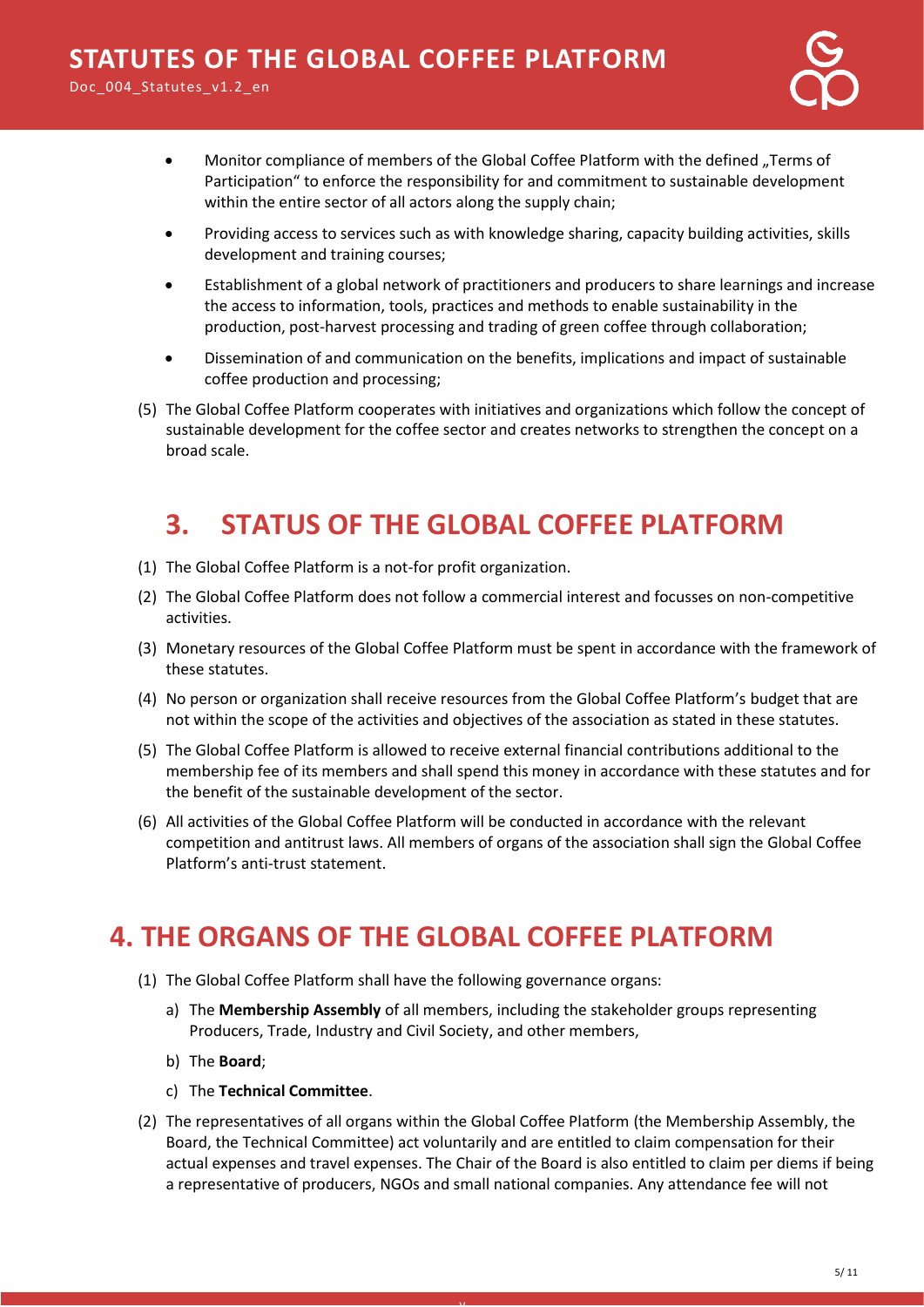- Monitor compliance of members of the Global Coffee Platform with the defined „Terms of Participation" to enforce the responsibility for and commitment to sustainable development within the entire sector of all actors along the supply chain;
- Providing access to services such as with knowledge sharing, capacity building activities, skills development and training courses;
- Establishment of a global network of practitioners and producers to share learnings and increase the access to information, tools, practices and methods to enable sustainability in the production, post-harvest processing and trading of green coffee through collaboration;
- Dissemination of and communication on the benefits, implications and impact of sustainable coffee production and processing;

(5) The Global Coffee Platform cooperates with initiatives and organizations which follow the concept of sustainable development for the coffee sector and creates networks to strengthen the concept on a broad scale.

## 3. STATUS OF THE GLOBAL COFFEE PLATFORM

(1) The Global Coffee Platform is a not-for profit organization.

(2) The Global Coffee Platform does not follow a commercial interest and focusses on non-competitive activities.

(3) Monetary resources of the Global Coffee Platform must be spent in accordance with the framework of these statutes.

(4) No person or organization shall receive resources from the Global Coffee Platform's budget that are not within the scope of the activities and objectives of the association as stated in these statutes.

(5) The Global Coffee Platform is allowed to receive external financial contributions additional to the membership fee of its members and shall spend this money in accordance with these statutes and for the benefit of the sustainable development of the sector.

(6) All activities of the Global Coffee Platform will be conducted in accordance with the relevant competition and antitrust laws. All members of organs of the association shall sign the Global Coffee Platform's anti-trust statement.

## 4. THE ORGANS OF THE GLOBAL COFFEE PLATFORM

(1) The Global Coffee Platform shall have the following governance organs:

a) The **Membership Assembly** of all members, including the stakeholder groups representing Producers, Trade, Industry and Civil Society, and other members,

b) The **Board**;

c) The **Technical Committee**.

(2) The representatives of all organs within the Global Coffee Platform (the Membership Assembly, the Board, the Technical Committee) act voluntarily and are entitled to claim compensation for their actual expenses and travel expenses. The Chair of the Board is also entitled to claim per diems if being a representative of producers, NGOs and small national companies. Any attendance fee will not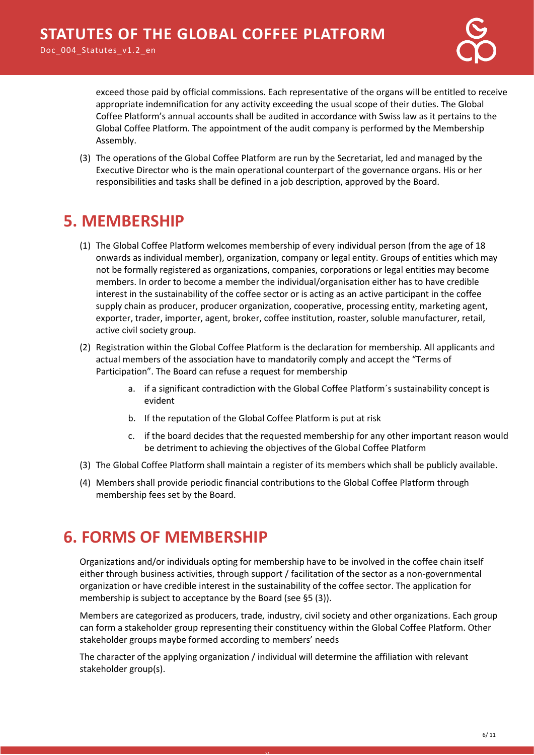exceed those paid by official commissions. Each representative of the organs will be entitled to receive appropriate indemnification for any activity exceeding the usual scope of their duties. The Global Coffee Platform's annual accounts shall be audited in accordance with Swiss law as it pertains to the Global Coffee Platform. The appointment of the audit company is performed by the Membership Assembly.

(3) The operations of the Global Coffee Platform are run by the Secretariat, led and managed by the Executive Director who is the main operational counterpart of the governance organs. His or her responsibilities and tasks shall be defined in a job description, approved by the Board.

# 5. MEMBERSHIP

(1) The Global Coffee Platform welcomes membership of every individual person (from the age of 18 onwards as individual member), organization, company or legal entity. Groups of entities which may not be formally registered as organizations, companies, corporations or legal entities may become members. In order to become a member the individual/organisation either has to have credible interest in the sustainability of the coffee sector or is acting as an active participant in the coffee supply chain as producer, producer organization, cooperative, processing entity, marketing agent, exporter, trader, importer, agent, broker, coffee institution, roaster, soluble manufacturer, retail, active civil society group.

(2) Registration within the Global Coffee Platform is the declaration for membership. All applicants and actual members of the association have to mandatorily comply and accept the "Terms of Participation". The Board can refuse a request for membership

  a. if a significant contradiction with the Global Coffee Platform´s sustainability concept is evident
  
  b. If the reputation of the Global Coffee Platform is put at risk
  
  c. if the board decides that the requested membership for any other important reason would be detriment to achieving the objectives of the Global Coffee Platform

(3) The Global Coffee Platform shall maintain a register of its members which shall be publicly available.

(4) Members shall provide periodic financial contributions to the Global Coffee Platform through membership fees set by the Board.

# 6. FORMS OF MEMBERSHIP

Organizations and/or individuals opting for membership have to be involved in the coffee chain itself either through business activities, through support / facilitation of the sector as a non-governmental organization or have credible interest in the sustainability of the coffee sector. The application for membership is subject to acceptance by the Board (see §5 (3)).

Members are categorized as producers, trade, industry, civil society and other organizations. Each group can form a stakeholder group representing their constituency within the Global Coffee Platform. Other stakeholder groups maybe formed according to members' needs

The character of the applying organization / individual will determine the affiliation with relevant stakeholder group(s).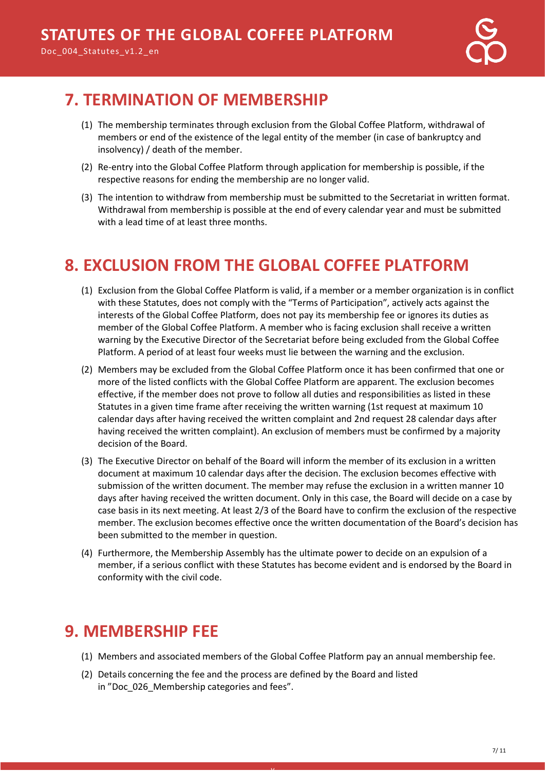## 7. TERMINATION OF MEMBERSHIP

(1) The membership terminates through exclusion from the Global Coffee Platform, withdrawal of members or end of the existence of the legal entity of the member (in case of bankruptcy and insolvency) / death of the member.

(2) Re-entry into the Global Coffee Platform through application for membership is possible, if the respective reasons for ending the membership are no longer valid.

(3) The intention to withdraw from membership must be submitted to the Secretariat in written format. Withdrawal from membership is possible at the end of every calendar year and must be submitted with a lead time of at least three months.

## 8. EXCLUSION FROM THE GLOBAL COFFEE PLATFORM

(1) Exclusion from the Global Coffee Platform is valid, if a member or a member organization is in conflict with these Statutes, does not comply with the “Terms of Participation”, actively acts against the interests of the Global Coffee Platform, does not pay its membership fee or ignores its duties as member of the Global Coffee Platform. A member who is facing exclusion shall receive a written warning by the Executive Director of the Secretariat before being excluded from the Global Coffee Platform. A period of at least four weeks must lie between the warning and the exclusion.

(2) Members may be excluded from the Global Coffee Platform once it has been confirmed that one or more of the listed conflicts with the Global Coffee Platform are apparent. The exclusion becomes effective, if the member does not prove to follow all duties and responsibilities as listed in these Statutes in a given time frame after receiving the written warning (1st request at maximum 10 calendar days after having received the written complaint and 2nd request 28 calendar days after having received the written complaint). An exclusion of members must be confirmed by a majority decision of the Board.

(3) The Executive Director on behalf of the Board will inform the member of its exclusion in a written document at maximum 10 calendar days after the decision. The exclusion becomes effective with submission of the written document. The member may refuse the exclusion in a written manner 10 days after having received the written document. Only in this case, the Board will decide on a case by case basis in its next meeting. At least 2/3 of the Board have to confirm the exclusion of the respective member. The exclusion becomes effective once the written documentation of the Board’s decision has been submitted to the member in question.

(4) Furthermore, the Membership Assembly has the ultimate power to decide on an expulsion of a member, if a serious conflict with these Statutes has become evident and is endorsed by the Board in conformity with the civil code.

## 9. MEMBERSHIP FEE

(1) Members and associated members of the Global Coffee Platform pay an annual membership fee.

(2) Details concerning the fee and the process are defined by the Board and listed in ”Doc_026_Membership categories and fees”.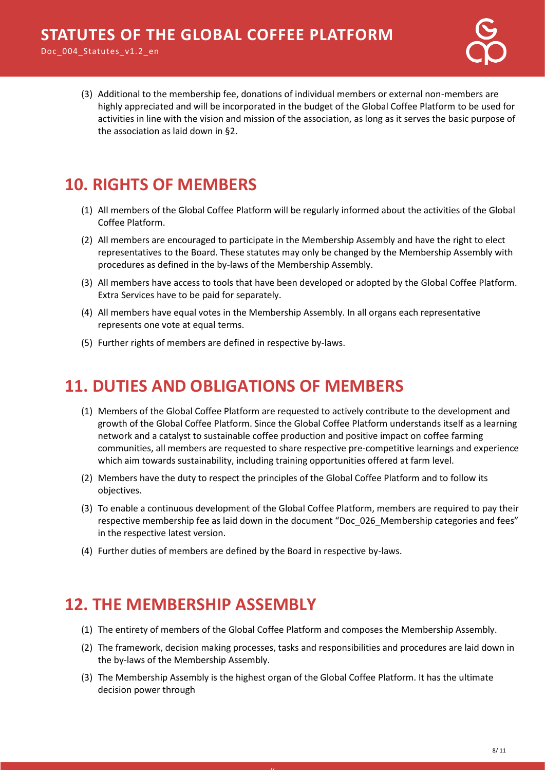(3) Additional to the membership fee, donations of individual members or external non-members are highly appreciated and will be incorporated in the budget of the Global Coffee Platform to be used for activities in line with the vision and mission of the association, as long as it serves the basic purpose of the association as laid down in §2.

# 10. RIGHTS OF MEMBERS

(1) All members of the Global Coffee Platform will be regularly informed about the activities of the Global Coffee Platform.

(2) All members are encouraged to participate in the Membership Assembly and have the right to elect representatives to the Board. These statutes may only be changed by the Membership Assembly with procedures as defined in the by-laws of the Membership Assembly.

(3) All members have access to tools that have been developed or adopted by the Global Coffee Platform. Extra Services have to be paid for separately.

(4) All members have equal votes in the Membership Assembly. In all organs each representative represents one vote at equal terms.

(5) Further rights of members are defined in respective by-laws.

# 11. DUTIES AND OBLIGATIONS OF MEMBERS

(1) Members of the Global Coffee Platform are requested to actively contribute to the development and growth of the Global Coffee Platform. Since the Global Coffee Platform understands itself as a learning network and a catalyst to sustainable coffee production and positive impact on coffee farming communities, all members are requested to share respective pre-competitive learnings and experience which aim towards sustainability, including training opportunities offered at farm level.

(2) Members have the duty to respect the principles of the Global Coffee Platform and to follow its objectives.

(3) To enable a continuous development of the Global Coffee Platform, members are required to pay their respective membership fee as laid down in the document "Doc_026_Membership categories and fees" in the respective latest version.

(4) Further duties of members are defined by the Board in respective by-laws.

# 12. THE MEMBERSHIP ASSEMBLY

(1) The entirety of members of the Global Coffee Platform and composes the Membership Assembly.

(2) The framework, decision making processes, tasks and responsibilities and procedures are laid down in the by-laws of the Membership Assembly.

(3) The Membership Assembly is the highest organ of the Global Coffee Platform. It has the ultimate decision power through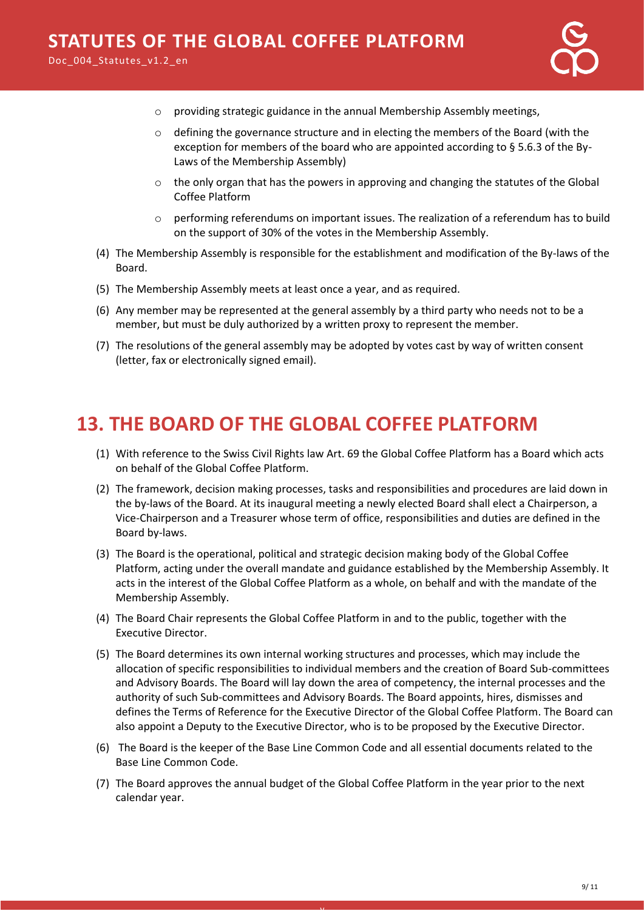- providing strategic guidance in the annual Membership Assembly meetings,
- defining the governance structure and in electing the members of the Board (with the exception for members of the board who are appointed according to § 5.6.3 of the By-Laws of the Membership Assembly)
- the only organ that has the powers in approving and changing the statutes of the Global Coffee Platform
- performing referendums on important issues. The realization of a referendum has to build on the support of 30% of the votes in the Membership Assembly.

(4) The Membership Assembly is responsible for the establishment and modification of the By-laws of the Board.

(5) The Membership Assembly meets at least once a year, and as required.

(6) Any member may be represented at the general assembly by a third party who needs not to be a member, but must be duly authorized by a written proxy to represent the member.

(7) The resolutions of the general assembly may be adopted by votes cast by way of written consent (letter, fax or electronically signed email).

# 13. THE BOARD OF THE GLOBAL COFFEE PLATFORM

(1) With reference to the Swiss Civil Rights law Art. 69 the Global Coffee Platform has a Board which acts on behalf of the Global Coffee Platform.

(2) The framework, decision making processes, tasks and responsibilities and procedures are laid down in the by-laws of the Board. At its inaugural meeting a newly elected Board shall elect a Chairperson, a Vice-Chairperson and a Treasurer whose term of office, responsibilities and duties are defined in the Board by-laws.

(3) The Board is the operational, political and strategic decision making body of the Global Coffee Platform, acting under the overall mandate and guidance established by the Membership Assembly. It acts in the interest of the Global Coffee Platform as a whole, on behalf and with the mandate of the Membership Assembly.

(4) The Board Chair represents the Global Coffee Platform in and to the public, together with the Executive Director.

(5) The Board determines its own internal working structures and processes, which may include the allocation of specific responsibilities to individual members and the creation of Board Sub-committees and Advisory Boards. The Board will lay down the area of competency, the internal processes and the authority of such Sub-committees and Advisory Boards. The Board appoints, hires, dismisses and defines the Terms of Reference for the Executive Director of the Global Coffee Platform. The Board can also appoint a Deputy to the Executive Director, who is to be proposed by the Executive Director.

(6) The Board is the keeper of the Base Line Common Code and all essential documents related to the Base Line Common Code.

(7) The Board approves the annual budget of the Global Coffee Platform in the year prior to the next calendar year.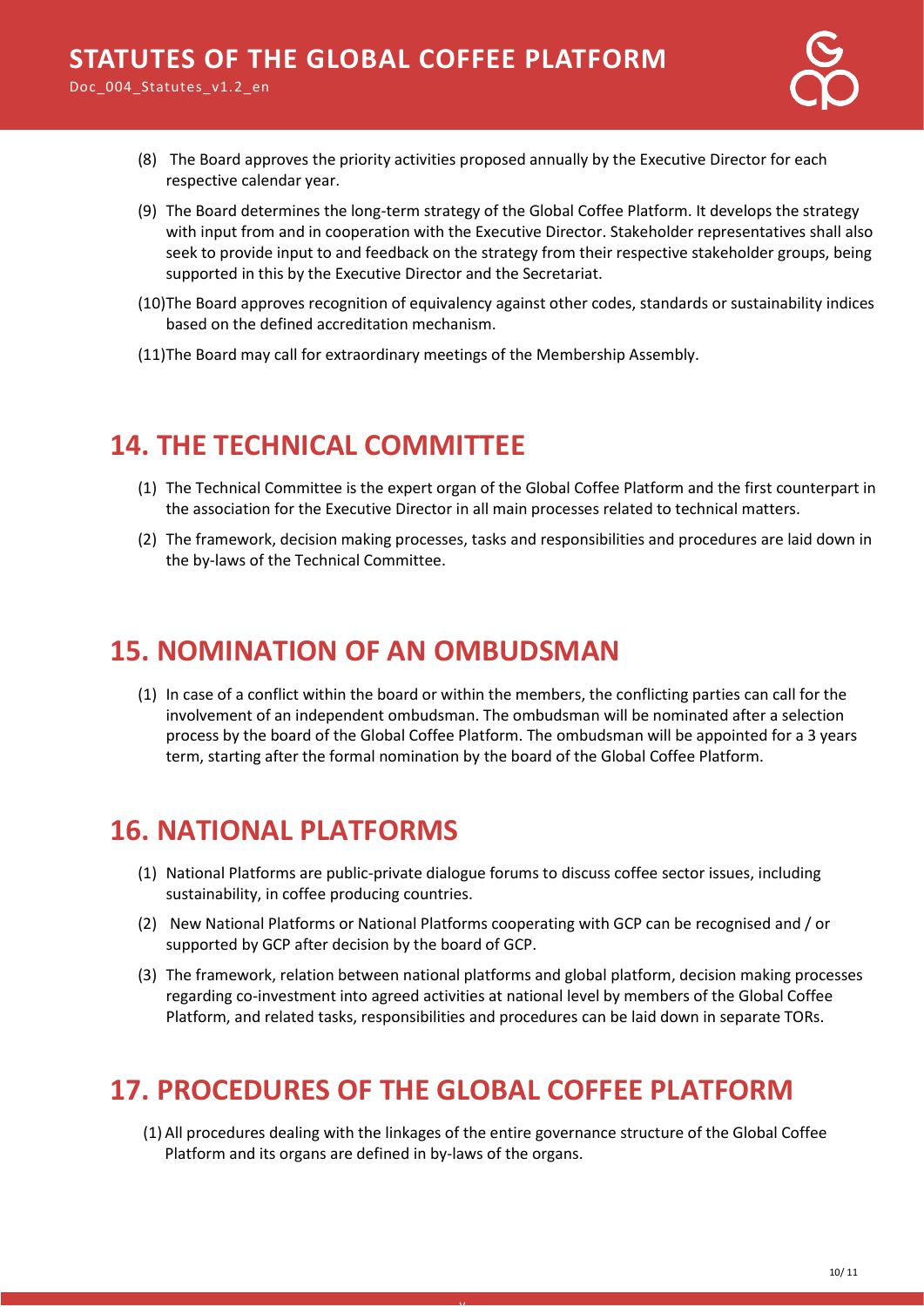(8) The Board approves the priority activities proposed annually by the Executive Director for each respective calendar year.

(9) The Board determines the long-term strategy of the Global Coffee Platform. It develops the strategy with input from and in cooperation with the Executive Director. Stakeholder representatives shall also seek to provide input to and feedback on the strategy from their respective stakeholder groups, being supported in this by the Executive Director and the Secretariat.

(10) The Board approves recognition of equivalency against other codes, standards or sustainability indices based on the defined accreditation mechanism.

(11) The Board may call for extraordinary meetings of the Membership Assembly.

## 14. THE TECHNICAL COMMITTEE

(1) The Technical Committee is the expert organ of the Global Coffee Platform and the first counterpart in the association for the Executive Director in all main processes related to technical matters.

(2) The framework, decision making processes, tasks and responsibilities and procedures are laid down in the by-laws of the Technical Committee.

## 15. NOMINATION OF AN OMBUDSMAN

(1) In case of a conflict within the board or within the members, the conflicting parties can call for the involvement of an independent ombudsman. The ombudsman will be nominated after a selection process by the board of the Global Coffee Platform. The ombudsman will be appointed for a 3 years term, starting after the formal nomination by the board of the Global Coffee Platform.

## 16. NATIONAL PLATFORMS

(1) National Platforms are public-private dialogue forums to discuss coffee sector issues, including sustainability, in coffee producing countries.

(2) New National Platforms or National Platforms cooperating with GCP can be recognised and / or supported by GCP after decision by the board of GCP.

(3) The framework, relation between national platforms and global platform, decision making processes regarding co-investment into agreed activities at national level by members of the Global Coffee Platform, and related tasks, responsibilities and procedures can be laid down in separate TORs.

## 17. PROCEDURES OF THE GLOBAL COFFEE PLATFORM

(1) All procedures dealing with the linkages of the entire governance structure of the Global Coffee Platform and its organs are defined in by-laws of the organs.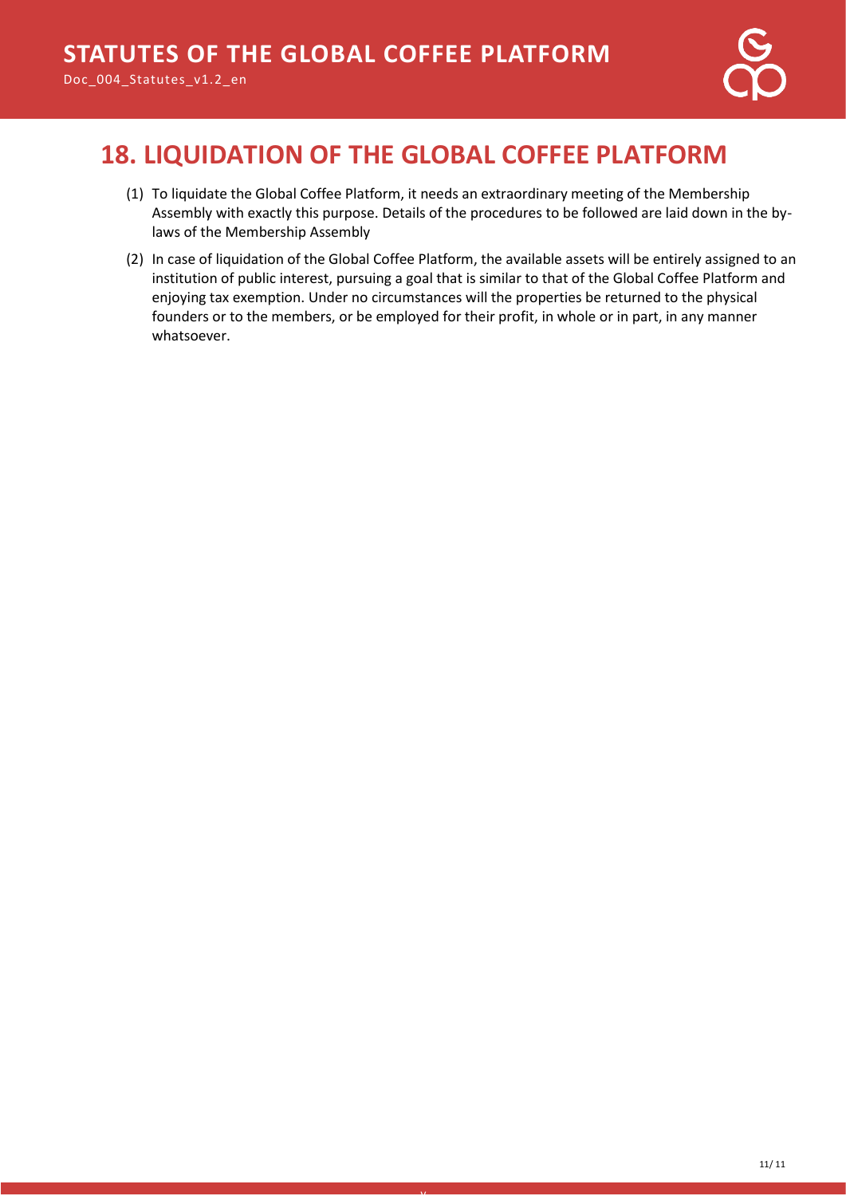## 18. LIQUIDATION OF THE GLOBAL COFFEE PLATFORM

(1) To liquidate the Global Coffee Platform, it needs an extraordinary meeting of the Membership Assembly with exactly this purpose. Details of the procedures to be followed are laid down in the by-laws of the Membership Assembly

(2) In case of liquidation of the Global Coffee Platform, the available assets will be entirely assigned to an institution of public interest, pursuing a goal that is similar to that of the Global Coffee Platform and enjoying tax exemption. Under no circumstances will the properties be returned to the physical founders or to the members, or be employed for their profit, in whole or in part, in any manner whatsoever.